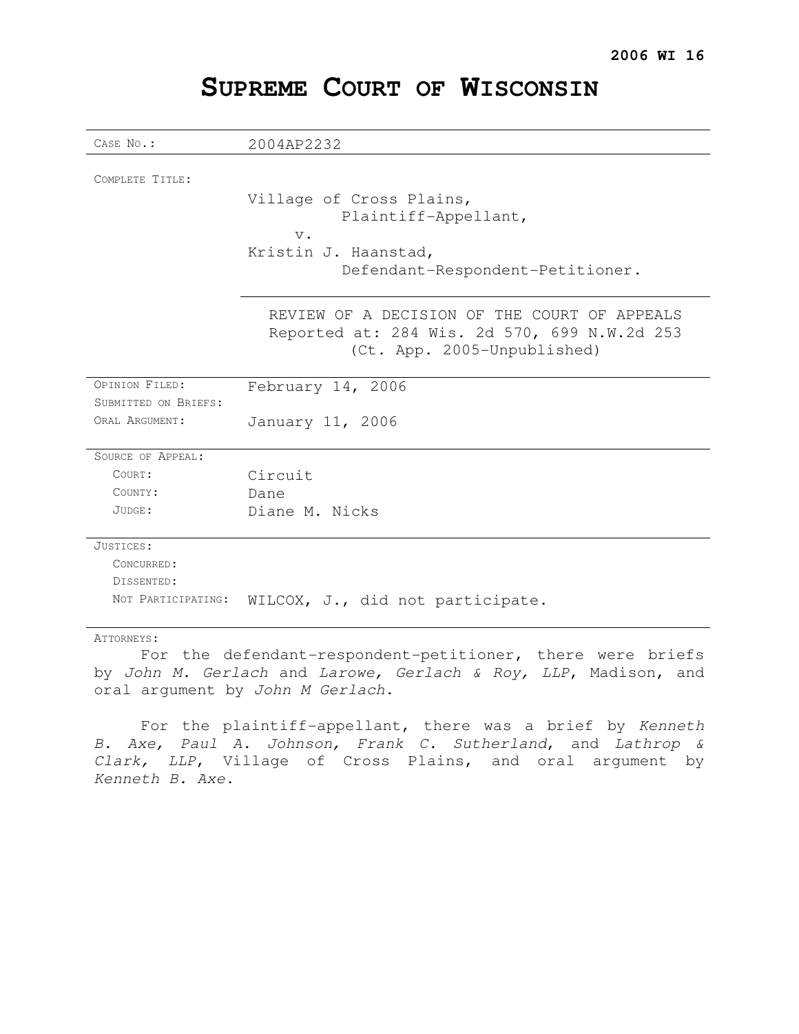**2006 WI 16**

# SUPREME COURT OF WISCONSIN

| | |
|---|---|
| CASE NO.: | 2004AP2232 |
| COMPLETE TITLE: | Village of Cross Plains, Plaintiff-Appellant, v. Kristin J. Haanstad, Defendant-Respondent-Petitioner. |
| | REVIEW OF A DECISION OF THE COURT OF APPEALS Reported at: 284 Wis. 2d 570, 699 N.W.2d 253 (Ct. App. 2005-Unpublished) |
| OPINION FILED: | February 14, 2006 |
| SUBMITTED ON BRIEFS: | |
| ORAL ARGUMENT: | January 11, 2006 |
| SOURCE OF APPEAL: | |
| COURT: | Circuit |
| COUNTY: | Dane |
| JUDGE: | Diane M. Nicks |
| JUSTICES: | |
| CONCURRED: | |
| DISSENTED: | |
| NOT PARTICIPATING: | WILCOX, J., did not participate. |

ATTORNEYS:

For the defendant-respondent-petitioner, there were briefs by *John M. Gerlach* and *Larowe, Gerlach & Roy, LLP*, Madison, and oral argument by *John M Gerlach*.

For the plaintiff-appellant, there was a brief by *Kenneth B. Axe, Paul A. Johnson, Frank C. Sutherland*, and *Lathrop & Clark, LLP*, Village of Cross Plains, and oral argument by *Kenneth B. Axe*.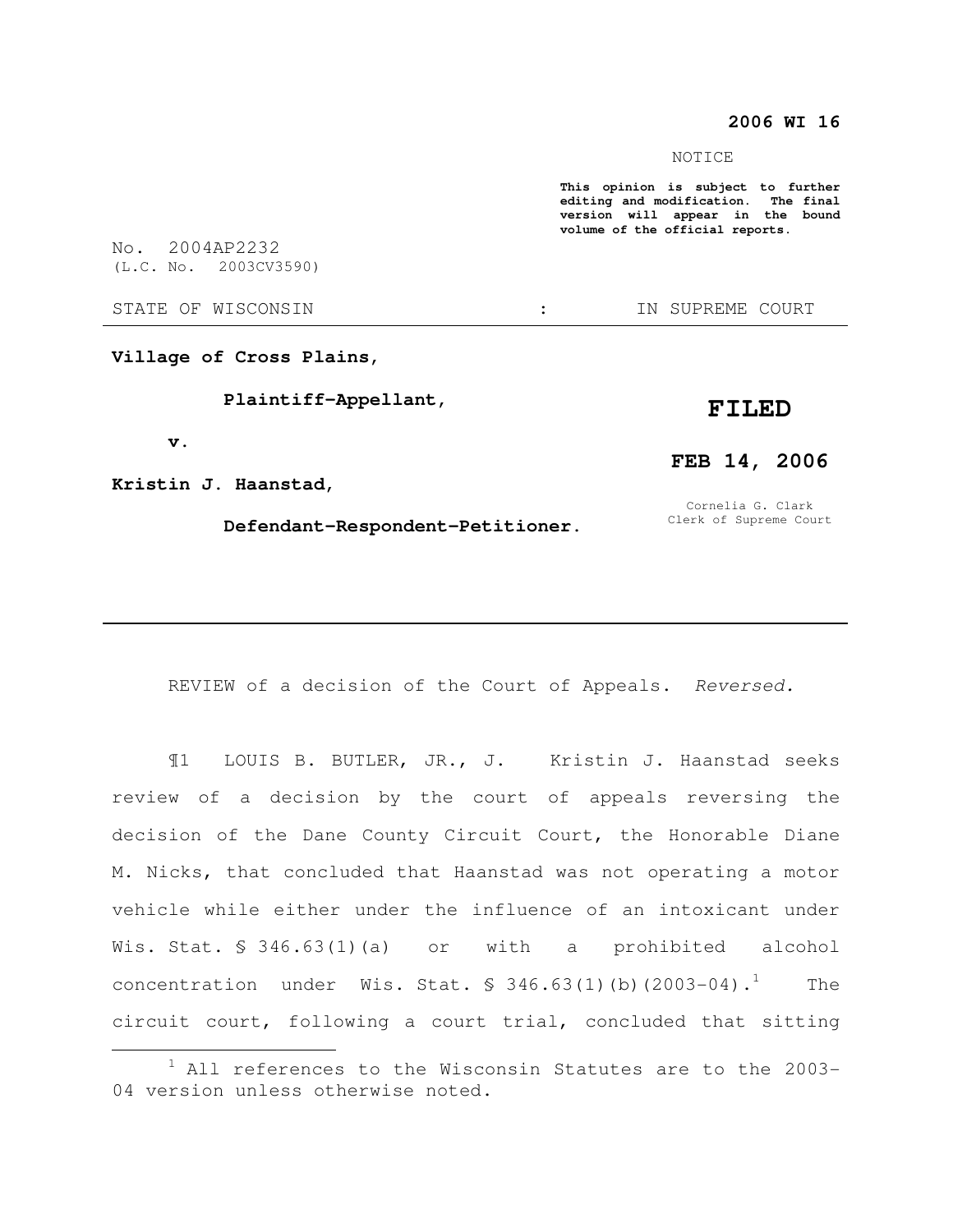**2006 WI 16**

NOTICE

**This opinion is subject to further editing and modification. The final version will appear in the bound volume of the official reports.**

No. 2004AP2232
(L.C. No. 2003CV3590)

STATE OF WISCONSIN : IN SUPREME COURT

---

**Village of Cross Plains,**

**Plaintiff-Appellant,**

**v.**

**Kristin J. Haanstad,**

**Defendant-Respondent-Petitioner.**

**FILED**

**FEB 14, 2006**

Cornelia G. Clark
Clerk of Supreme Court

---

REVIEW of a decision of the Court of Appeals. *Reversed.*

¶1 LOUIS B. BUTLER, JR., J. Kristin J. Haanstad seeks review of a decision by the court of appeals reversing the decision of the Dane County Circuit Court, the Honorable Diane M. Nicks, that concluded that Haanstad was not operating a motor vehicle while either under the influence of an intoxicant under Wis. Stat. § 346.63(1)(a) or with a prohibited alcohol concentration under Wis. Stat. § 346.63(1)(b)(2003-04).[1] The circuit court, following a court trial, concluded that sitting

[1] All references to the Wisconsin Statutes are to the 2003-04 version unless otherwise noted.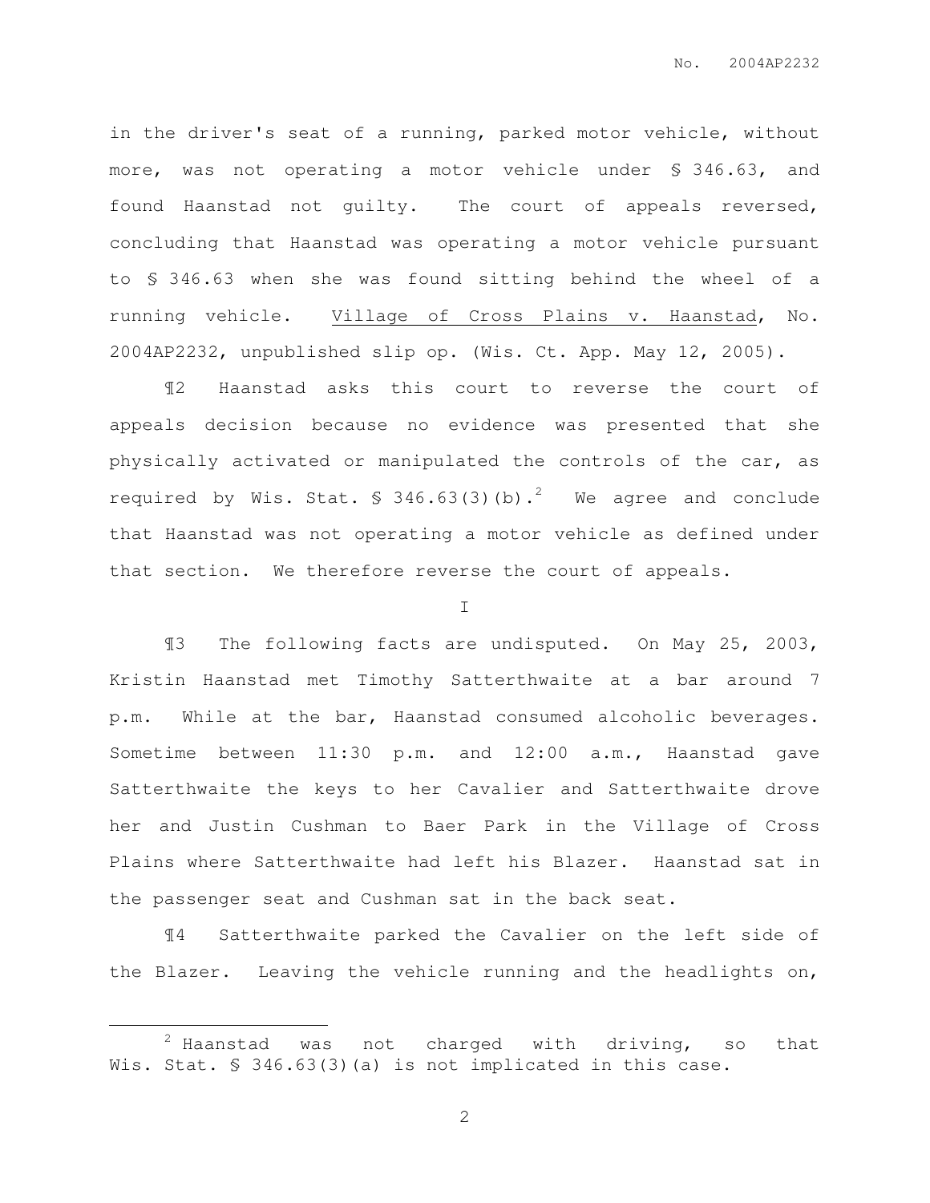in the driver's seat of a running, parked motor vehicle, without more, was not operating a motor vehicle under § 346.63, and found Haanstad not guilty. The court of appeals reversed, concluding that Haanstad was operating a motor vehicle pursuant to § 346.63 when she was found sitting behind the wheel of a running vehicle. Village of Cross Plains v. Haanstad, No. 2004AP2232, unpublished slip op. (Wis. Ct. App. May 12, 2005).

¶2 Haanstad asks this court to reverse the court of appeals decision because no evidence was presented that she physically activated or manipulated the controls of the car, as required by Wis. Stat. § 346.63(3)(b).[2] We agree and conclude that Haanstad was not operating a motor vehicle as defined under that section. We therefore reverse the court of appeals.

I

¶3 The following facts are undisputed. On May 25, 2003, Kristin Haanstad met Timothy Satterthwaite at a bar around 7 p.m. While at the bar, Haanstad consumed alcoholic beverages. Sometime between 11:30 p.m. and 12:00 a.m., Haanstad gave Satterthwaite the keys to her Cavalier and Satterthwaite drove her and Justin Cushman to Baer Park in the Village of Cross Plains where Satterthwaite had left his Blazer. Haanstad sat in the passenger seat and Cushman sat in the back seat.

¶4 Satterthwaite parked the Cavalier on the left side of the Blazer. Leaving the vehicle running and the headlights on,

[2] Haanstad was not charged with driving, so that Wis. Stat. § 346.63(3)(a) is not implicated in this case.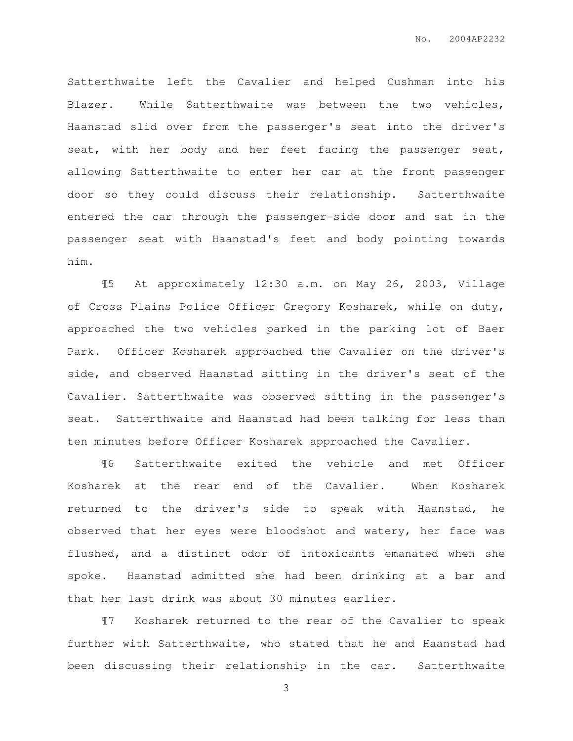Satterthwaite left the Cavalier and helped Cushman into his Blazer. While Satterthwaite was between the two vehicles, Haanstad slid over from the passenger's seat into the driver's seat, with her body and her feet facing the passenger seat, allowing Satterthwaite to enter her car at the front passenger door so they could discuss their relationship. Satterthwaite entered the car through the passenger-side door and sat in the passenger seat with Haanstad's feet and body pointing towards him.

¶5 At approximately 12:30 a.m. on May 26, 2003, Village of Cross Plains Police Officer Gregory Kosharek, while on duty, approached the two vehicles parked in the parking lot of Baer Park. Officer Kosharek approached the Cavalier on the driver's side, and observed Haanstad sitting in the driver's seat of the Cavalier. Satterthwaite was observed sitting in the passenger's seat. Satterthwaite and Haanstad had been talking for less than ten minutes before Officer Kosharek approached the Cavalier.

¶6 Satterthwaite exited the vehicle and met Officer Kosharek at the rear end of the Cavalier. When Kosharek returned to the driver's side to speak with Haanstad, he observed that her eyes were bloodshot and watery, her face was flushed, and a distinct odor of intoxicants emanated when she spoke. Haanstad admitted she had been drinking at a bar and that her last drink was about 30 minutes earlier.

¶7 Kosharek returned to the rear of the Cavalier to speak further with Satterthwaite, who stated that he and Haanstad had been discussing their relationship in the car. Satterthwaite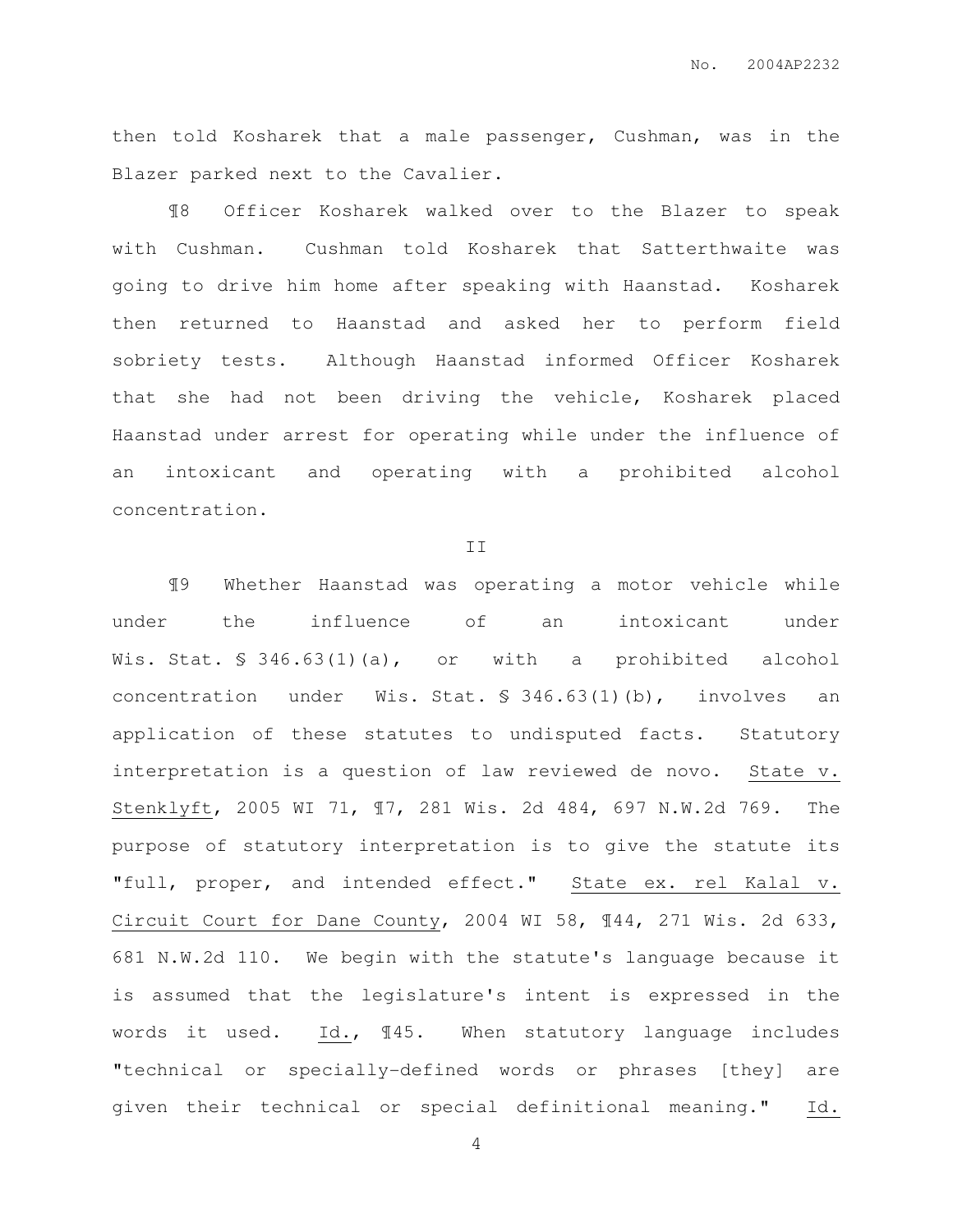then told Kosharek that a male passenger, Cushman, was in the Blazer parked next to the Cavalier.

¶8 Officer Kosharek walked over to the Blazer to speak with Cushman. Cushman told Kosharek that Satterthwaite was going to drive him home after speaking with Haanstad. Kosharek then returned to Haanstad and asked her to perform field sobriety tests. Although Haanstad informed Officer Kosharek that she had not been driving the vehicle, Kosharek placed Haanstad under arrest for operating while under the influence of an intoxicant and operating with a prohibited alcohol concentration.

II

¶9 Whether Haanstad was operating a motor vehicle while under the influence of an intoxicant under Wis. Stat. § 346.63(1)(a), or with a prohibited alcohol concentration under Wis. Stat. § 346.63(1)(b), involves an application of these statutes to undisputed facts. Statutory interpretation is a question of law reviewed de novo. State v. Stenklyft, 2005 WI 71, ¶7, 281 Wis. 2d 484, 697 N.W.2d 769. The purpose of statutory interpretation is to give the statute its "full, proper, and intended effect." State ex. rel Kalal v. Circuit Court for Dane County, 2004 WI 58, ¶44, 271 Wis. 2d 633, 681 N.W.2d 110. We begin with the statute's language because it is assumed that the legislature's intent is expressed in the words it used. Id., ¶45. When statutory language includes "technical or specially-defined words or phrases [they] are given their technical or special definitional meaning." Id.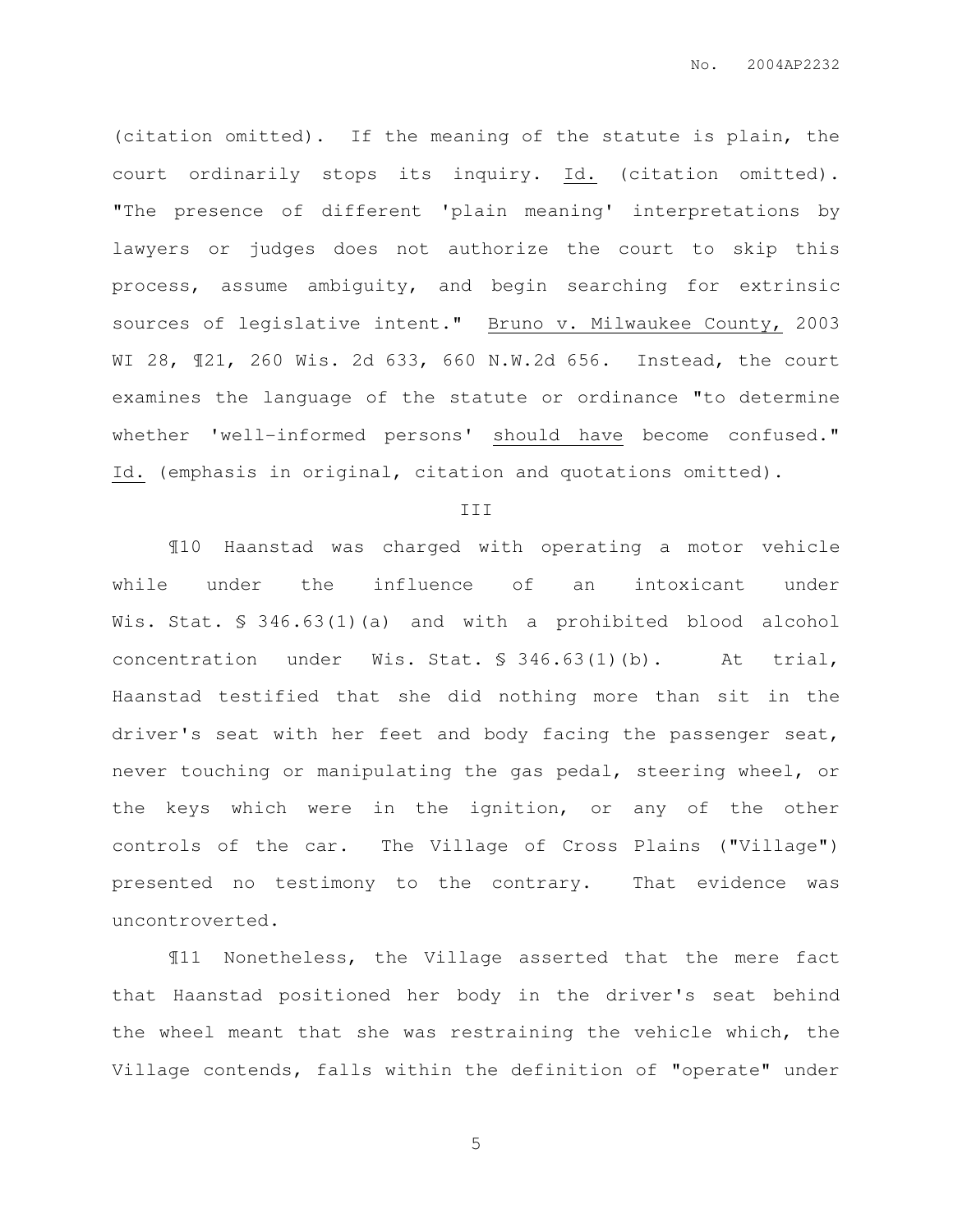(citation omitted). If the meaning of the statute is plain, the court ordinarily stops its inquiry. Id. (citation omitted). "The presence of different 'plain meaning' interpretations by lawyers or judges does not authorize the court to skip this process, assume ambiguity, and begin searching for extrinsic sources of legislative intent." Bruno v. Milwaukee County, 2003 WI 28, ¶21, 260 Wis. 2d 633, 660 N.W.2d 656. Instead, the court examines the language of the statute or ordinance "to determine whether 'well-informed persons' should have become confused." Id. (emphasis in original, citation and quotations omitted).

III

¶10 Haanstad was charged with operating a motor vehicle while under the influence of an intoxicant under Wis. Stat. § 346.63(1)(a) and with a prohibited blood alcohol concentration under Wis. Stat. § 346.63(1)(b). At trial, Haanstad testified that she did nothing more than sit in the driver's seat with her feet and body facing the passenger seat, never touching or manipulating the gas pedal, steering wheel, or the keys which were in the ignition, or any of the other controls of the car. The Village of Cross Plains ("Village") presented no testimony to the contrary. That evidence was uncontroverted.

¶11 Nonetheless, the Village asserted that the mere fact that Haanstad positioned her body in the driver's seat behind the wheel meant that she was restraining the vehicle which, the Village contends, falls within the definition of "operate" under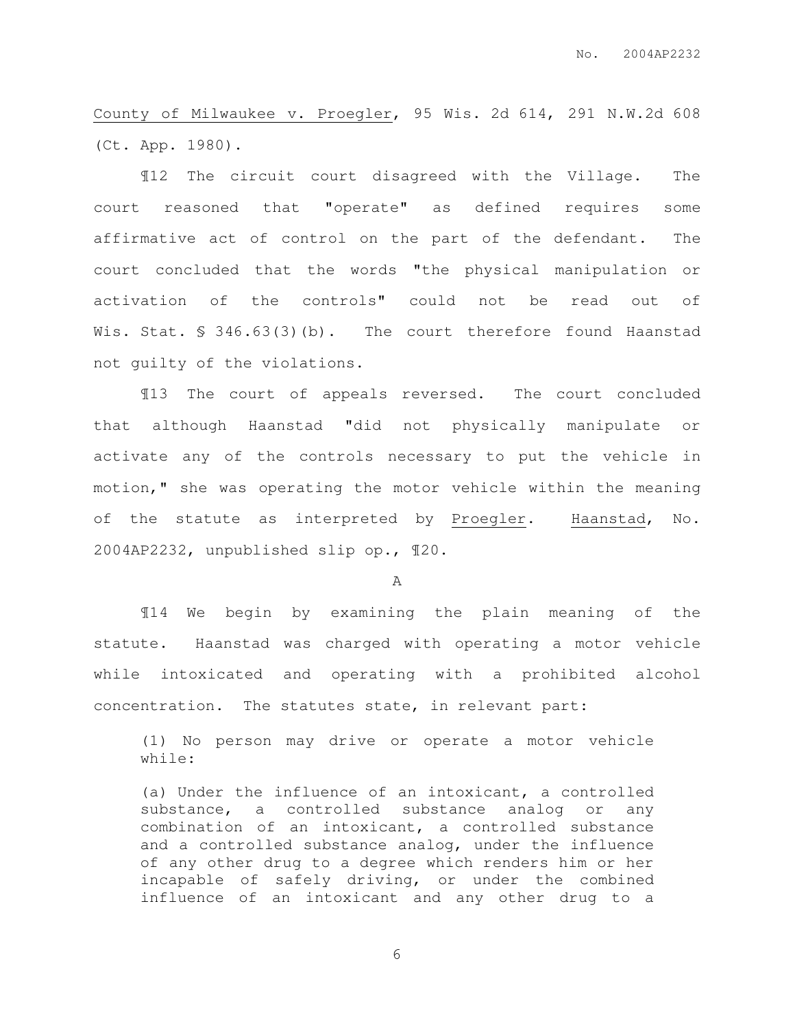County of Milwaukee v. Proegler, 95 Wis. 2d 614, 291 N.W.2d 608 (Ct. App. 1980).

¶12 The circuit court disagreed with the Village. The court reasoned that "operate" as defined requires some affirmative act of control on the part of the defendant. The court concluded that the words "the physical manipulation or activation of the controls" could not be read out of Wis. Stat. § 346.63(3)(b). The court therefore found Haanstad not guilty of the violations.

¶13 The court of appeals reversed. The court concluded that although Haanstad "did not physically manipulate or activate any of the controls necessary to put the vehicle in motion," she was operating the motor vehicle within the meaning of the statute as interpreted by Proegler. Haanstad, No. 2004AP2232, unpublished slip op., ¶20.

A

¶14 We begin by examining the plain meaning of the statute. Haanstad was charged with operating a motor vehicle while intoxicated and operating with a prohibited alcohol concentration. The statutes state, in relevant part:

> (1) No person may drive or operate a motor vehicle while:
>
> (a) Under the influence of an intoxicant, a controlled substance, a controlled substance analog or any combination of an intoxicant, a controlled substance and a controlled substance analog, under the influence of any other drug to a degree which renders him or her incapable of safely driving, or under the combined influence of an intoxicant and any other drug to a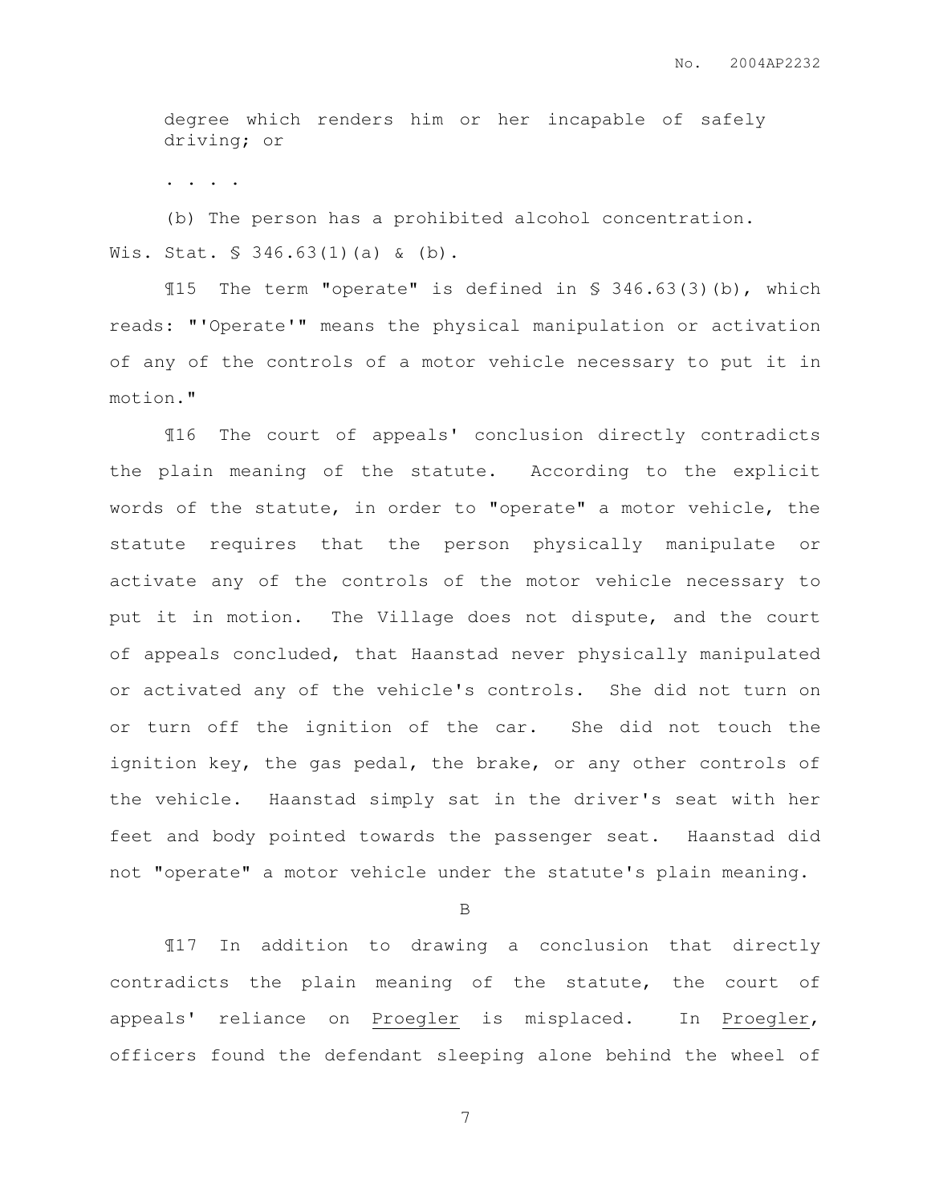> degree which renders him or her incapable of safely driving; or
>
> . . . .
>
> (b) The person has a prohibited alcohol concentration.

Wis. Stat. § 346.63(1)(a) & (b).

¶15 The term "operate" is defined in § 346.63(3)(b), which reads: "'Operate'" means the physical manipulation or activation of any of the controls of a motor vehicle necessary to put it in motion."

¶16 The court of appeals' conclusion directly contradicts the plain meaning of the statute. According to the explicit words of the statute, in order to "operate" a motor vehicle, the statute requires that the person physically manipulate or activate any of the controls of the motor vehicle necessary to put it in motion. The Village does not dispute, and the court of appeals concluded, that Haanstad never physically manipulated or activated any of the vehicle's controls. She did not turn on or turn off the ignition of the car. She did not touch the ignition key, the gas pedal, the brake, or any other controls of the vehicle. Haanstad simply sat in the driver's seat with her feet and body pointed towards the passenger seat. Haanstad did not "operate" a motor vehicle under the statute's plain meaning.

B

¶17 In addition to drawing a conclusion that directly contradicts the plain meaning of the statute, the court of appeals' reliance on Proegler is misplaced. In Proegler, officers found the defendant sleeping alone behind the wheel of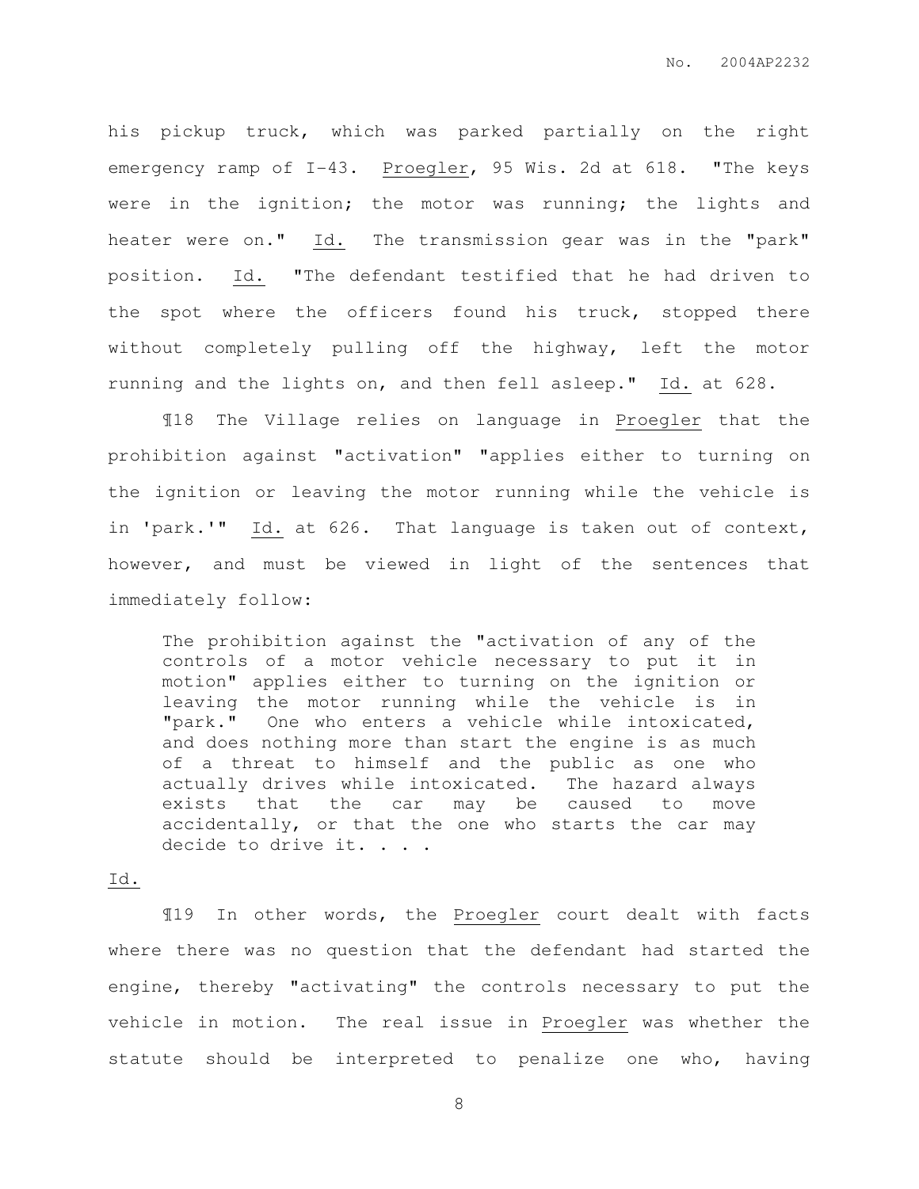his pickup truck, which was parked partially on the right emergency ramp of I-43. Proegler, 95 Wis. 2d at 618. "The keys were in the ignition; the motor was running; the lights and heater were on." Id. The transmission gear was in the "park" position. Id. "The defendant testified that he had driven to the spot where the officers found his truck, stopped there without completely pulling off the highway, left the motor running and the lights on, and then fell asleep." Id. at 628.

¶18 The Village relies on language in Proegler that the prohibition against "activation" "applies either to turning on the ignition or leaving the motor running while the vehicle is in 'park.'" Id. at 626. That language is taken out of context, however, and must be viewed in light of the sentences that immediately follow:

> The prohibition against the "activation of any of the controls of a motor vehicle necessary to put it in motion" applies either to turning on the ignition or leaving the motor running while the vehicle is in "park." One who enters a vehicle while intoxicated, and does nothing more than start the engine is as much of a threat to himself and the public as one who actually drives while intoxicated. The hazard always exists that the car may be caused to move accidentally, or that the one who starts the car may decide to drive it. . . .

Id.

¶19 In other words, the Proegler court dealt with facts where there was no question that the defendant had started the engine, thereby "activating" the controls necessary to put the vehicle in motion. The real issue in Proegler was whether the statute should be interpreted to penalize one who, having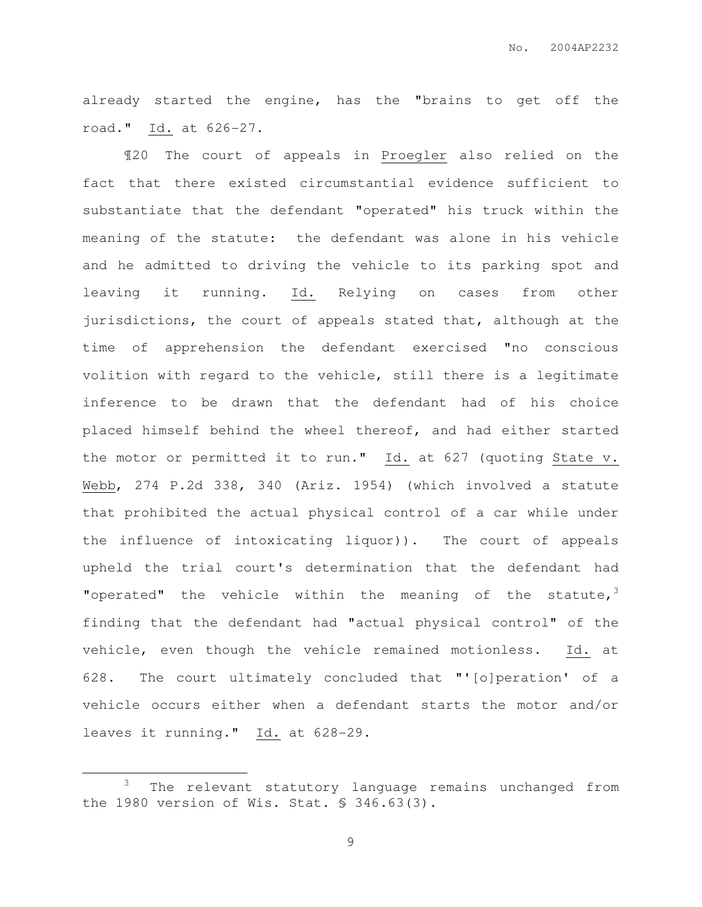already started the engine, has the "brains to get off the road." Id. at 626-27.

¶20 The court of appeals in Proegler also relied on the fact that there existed circumstantial evidence sufficient to substantiate that the defendant "operated" his truck within the meaning of the statute: the defendant was alone in his vehicle and he admitted to driving the vehicle to its parking spot and leaving it running. Id. Relying on cases from other jurisdictions, the court of appeals stated that, although at the time of apprehension the defendant exercised "no conscious volition with regard to the vehicle, still there is a legitimate inference to be drawn that the defendant had of his choice placed himself behind the wheel thereof, and had either started the motor or permitted it to run." Id. at 627 (quoting State v. Webb, 274 P.2d 338, 340 (Ariz. 1954) (which involved a statute that prohibited the actual physical control of a car while under the influence of intoxicating liquor)). The court of appeals upheld the trial court's determination that the defendant had "operated" the vehicle within the meaning of the statute,[3] finding that the defendant had "actual physical control" of the vehicle, even though the vehicle remained motionless. Id. at 628. The court ultimately concluded that "'[o]peration' of a vehicle occurs either when a defendant starts the motor and/or leaves it running." Id. at 628-29.

---

[3] The relevant statutory language remains unchanged from the 1980 version of Wis. Stat. § 346.63(3).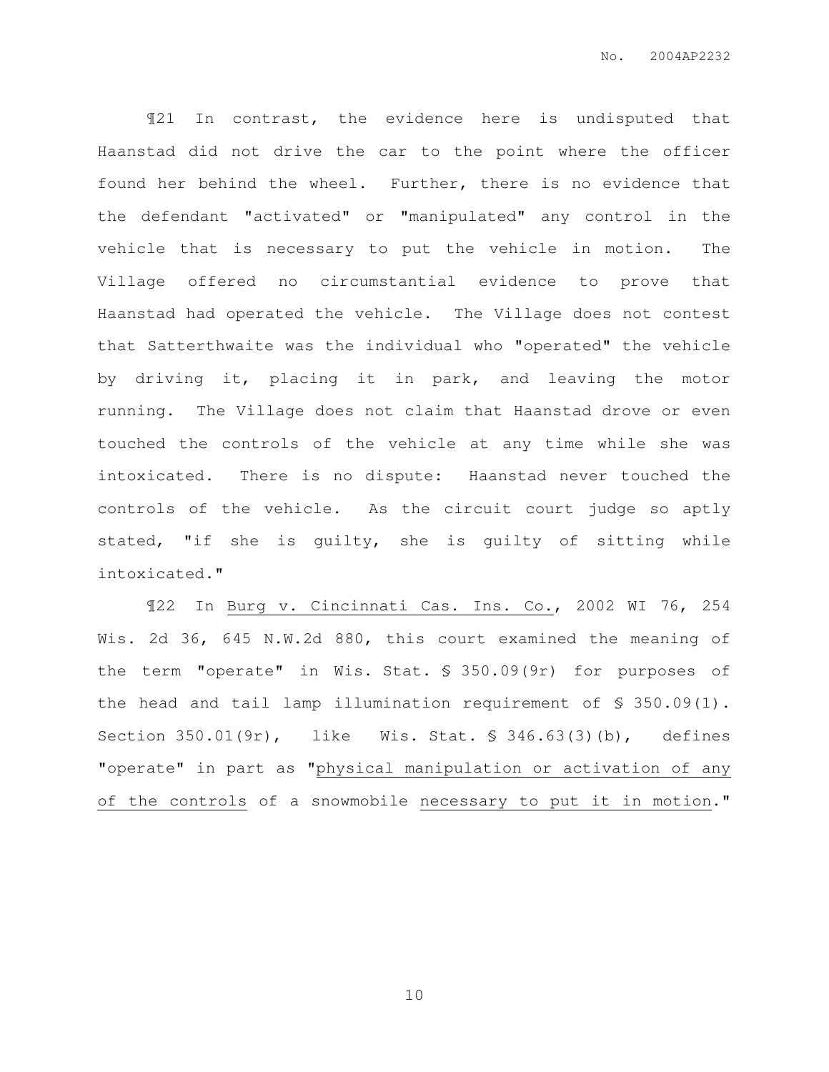¶21 In contrast, the evidence here is undisputed that Haanstad did not drive the car to the point where the officer found her behind the wheel. Further, there is no evidence that the defendant "activated" or "manipulated" any control in the vehicle that is necessary to put the vehicle in motion. The Village offered no circumstantial evidence to prove that Haanstad had operated the vehicle. The Village does not contest that Satterthwaite was the individual who "operated" the vehicle by driving it, placing it in park, and leaving the motor running. The Village does not claim that Haanstad drove or even touched the controls of the vehicle at any time while she was intoxicated. There is no dispute: Haanstad never touched the controls of the vehicle. As the circuit court judge so aptly stated, "if she is guilty, she is guilty of sitting while intoxicated."

¶22 In Burg v. Cincinnati Cas. Ins. Co., 2002 WI 76, 254 Wis. 2d 36, 645 N.W.2d 880, this court examined the meaning of the term "operate" in Wis. Stat. § 350.09(9r) for purposes of the head and tail lamp illumination requirement of § 350.09(1). Section 350.01(9r), like Wis. Stat. § 346.63(3)(b), defines "operate" in part as "physical manipulation or activation of any of the controls of a snowmobile necessary to put it in motion."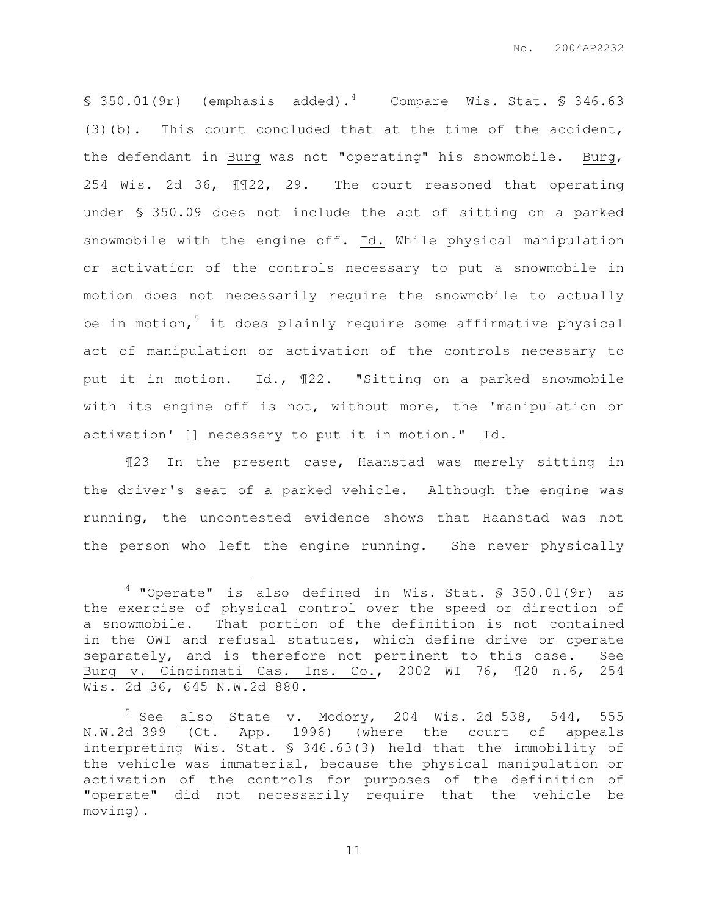§ 350.01(9r) (emphasis added).[4] Compare Wis. Stat. § 346.63 (3)(b). This court concluded that at the time of the accident, the defendant in Burg was not "operating" his snowmobile. Burg, 254 Wis. 2d 36, ¶¶22, 29. The court reasoned that operating under § 350.09 does not include the act of sitting on a parked snowmobile with the engine off. Id. While physical manipulation or activation of the controls necessary to put a snowmobile in motion does not necessarily require the snowmobile to actually be in motion,[5] it does plainly require some affirmative physical act of manipulation or activation of the controls necessary to put it in motion. Id., ¶22. "Sitting on a parked snowmobile with its engine off is not, without more, the 'manipulation or activation' [] necessary to put it in motion." Id.

¶23 In the present case, Haanstad was merely sitting in the driver's seat of a parked vehicle. Although the engine was running, the uncontested evidence shows that Haanstad was not the person who left the engine running. She never physically

---

[4] "Operate" is also defined in Wis. Stat. § 350.01(9r) as the exercise of physical control over the speed or direction of a snowmobile. That portion of the definition is not contained in the OWI and refusal statutes, which define drive or operate separately, and is therefore not pertinent to this case. See Burg v. Cincinnati Cas. Ins. Co., 2002 WI 76, ¶20 n.6, 254 Wis. 2d 36, 645 N.W.2d 880.

[5] See also State v. Modory, 204 Wis. 2d 538, 544, 555 N.W.2d 399 (Ct. App. 1996) (where the court of appeals interpreting Wis. Stat. § 346.63(3) held that the immobility of the vehicle was immaterial, because the physical manipulation or activation of the controls for purposes of the definition of "operate" did not necessarily require that the vehicle be moving).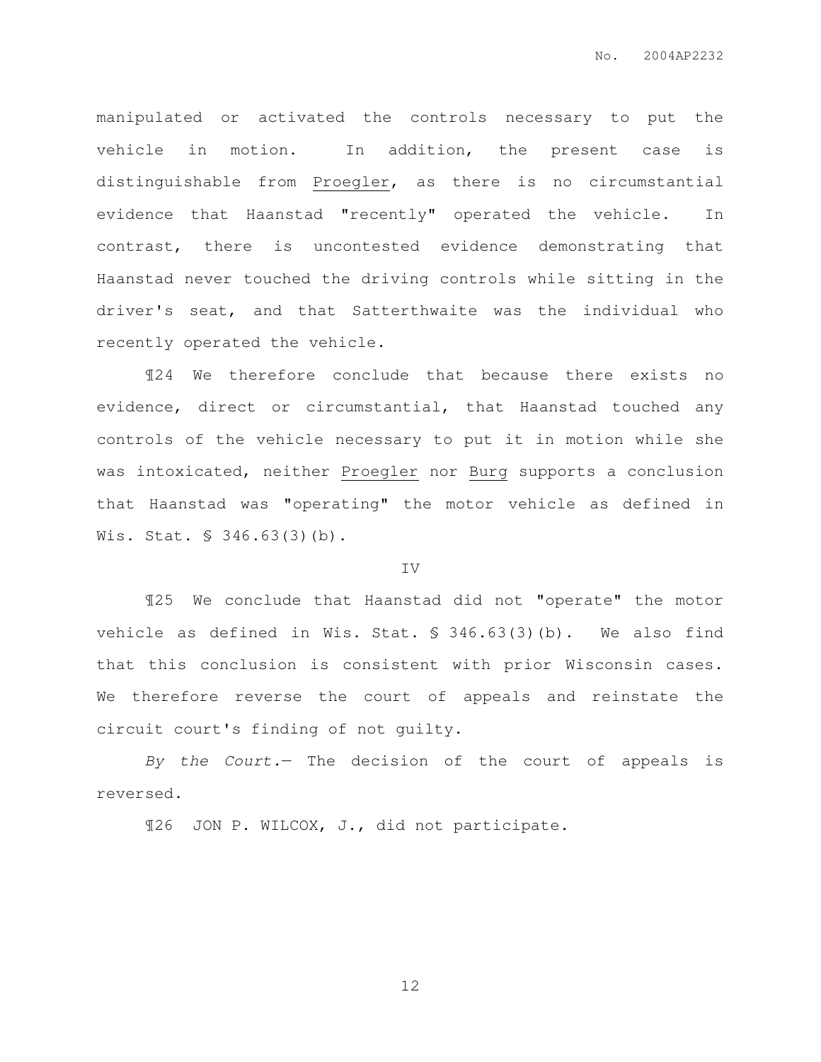manipulated or activated the controls necessary to put the vehicle in motion. In addition, the present case is distinguishable from Proegler, as there is no circumstantial evidence that Haanstad "recently" operated the vehicle. In contrast, there is uncontested evidence demonstrating that Haanstad never touched the driving controls while sitting in the driver's seat, and that Satterthwaite was the individual who recently operated the vehicle.

¶24 We therefore conclude that because there exists no evidence, direct or circumstantial, that Haanstad touched any controls of the vehicle necessary to put it in motion while she was intoxicated, neither Proegler nor Burg supports a conclusion that Haanstad was "operating" the motor vehicle as defined in Wis. Stat. § 346.63(3)(b).

## IV

¶25 We conclude that Haanstad did not "operate" the motor vehicle as defined in Wis. Stat. § 346.63(3)(b). We also find that this conclusion is consistent with prior Wisconsin cases. We therefore reverse the court of appeals and reinstate the circuit court's finding of not guilty.

*By the Court.*— The decision of the court of appeals is reversed.

¶26 JON P. WILCOX, J., did not participate.